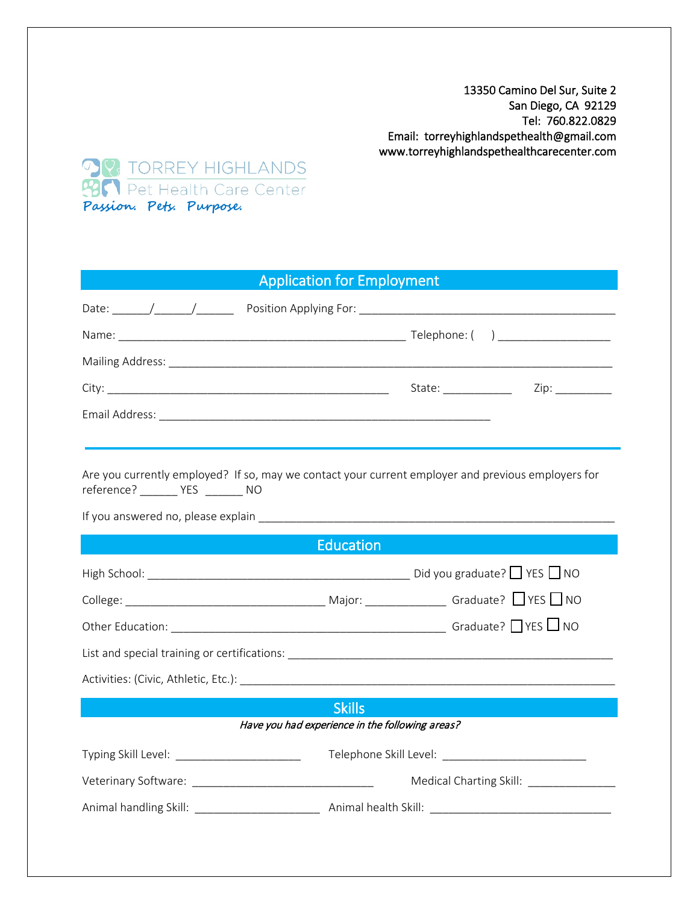13350 Camino Del Sur, Suite 2
San Diego, CA 92129
Tel: 760.822.0829
Email: torreyhighlandspethealth@gmail.com
www.torreyhighlandspethealthcarecenter.com

TORREY HIGHLANDS
Pet Health Care Center
*Passion. Pets. Purpose.*

## Application for Employment

Date: ______/______/______ Position Applying For: ________________________________________

Name: ______________________________________________ Telephone: (     ) __________________

Mailing Address: ______________________________________________________________________

City: _____________________________________________ State: ___________ Zip: _________

Email Address: ____________________________________________________

---

Are you currently employed? If so, may we contact your current employer and previous employers for reference? ______ YES ______ NO

If you answered no, please explain _______________________________________________________

## Education

High School: ________________________________________ Did you graduate? ☐ YES ☐ NO

College: _______________________________ Major: _____________ Graduate? ☐ YES ☐ NO

Other Education: ___________________________________________ Graduate? ☐ YES ☐ NO

List and special training or certifications: ___________________________________________________

Activities: (Civic, Athletic, Etc.): _________________________________________________________

## Skills

*Have you had experience in the following areas?*

Typing Skill Level: ___________________ Telephone Skill Level: ______________________

Veterinary Software: ____________________________ Medical Charting Skill: _____________

Animal handling Skill: ___________________ Animal health Skill: ____________________________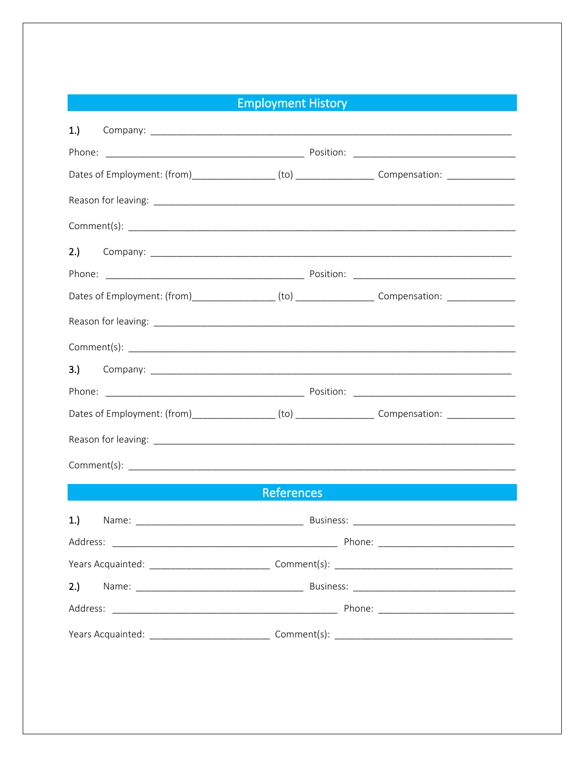## Employment History

**1.)** Company: ___________________________________________________________________

Phone: ______________________________________ Position: ______________________________

Dates of Employment: (from)________________ (to) _______________ Compensation: _____________

Reason for leaving: _____________________________________________________________________

Comment(s): ___________________________________________________________________________

**2.)** Company: ___________________________________________________________________

Phone: ______________________________________ Position: ______________________________

Dates of Employment: (from)________________ (to) _______________ Compensation: _____________

Reason for leaving: _____________________________________________________________________

Comment(s): ___________________________________________________________________________

**3.)** Company: ___________________________________________________________________

Phone: ______________________________________ Position: ______________________________

Dates of Employment: (from)________________ (to) _______________ Compensation: _____________

Reason for leaving: _____________________________________________________________________

Comment(s): ___________________________________________________________________________

## References

**1.)** Name: ________________________________ Business: ______________________________

Address: ____________________________________________ Phone: __________________________

Years Acquainted: _______________________ Comment(s): __________________________________

**2.)** Name: ________________________________ Business: ______________________________

Address: ____________________________________________ Phone: __________________________

Years Acquainted: _______________________ Comment(s): __________________________________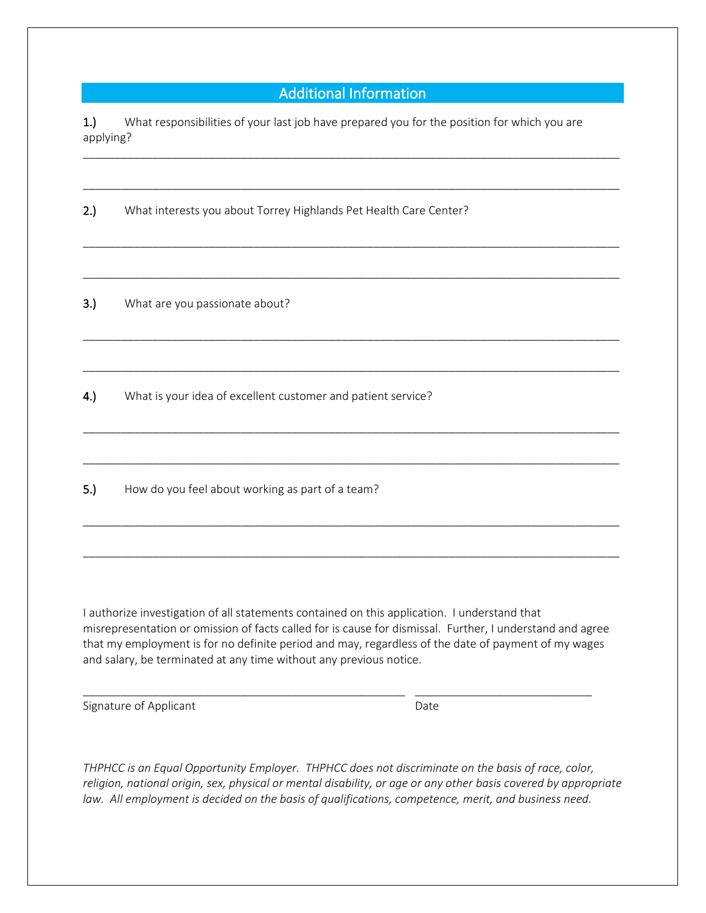## Additional Information

1.) What responsibilities of your last job have prepared you for the position for which you are applying?

_______________________________________________________________________________

_______________________________________________________________________________

2.) What interests you about Torrey Highlands Pet Health Care Center?

_______________________________________________________________________________

_______________________________________________________________________________

3.) What are you passionate about?

_______________________________________________________________________________

_______________________________________________________________________________

4.) What is your idea of excellent customer and patient service?

_______________________________________________________________________________

_______________________________________________________________________________

5.) How do you feel about working as part of a team?

_______________________________________________________________________________

_______________________________________________________________________________

I authorize investigation of all statements contained on this application. I understand that misrepresentation or omission of facts called for is cause for dismissal. Further, I understand and agree that my employment is for no definite period and may, regardless of the date of payment of my wages and salary, be terminated at any time without any previous notice.

_______________________________________________ __________________________

Signature of Applicant Date

*THPHCC is an Equal Opportunity Employer. THPHCC does not discriminate on the basis of race, color, religion, national origin, sex, physical or mental disability, or age or any other basis covered by appropriate law. All employment is decided on the basis of qualifications, competence, merit, and business need.*